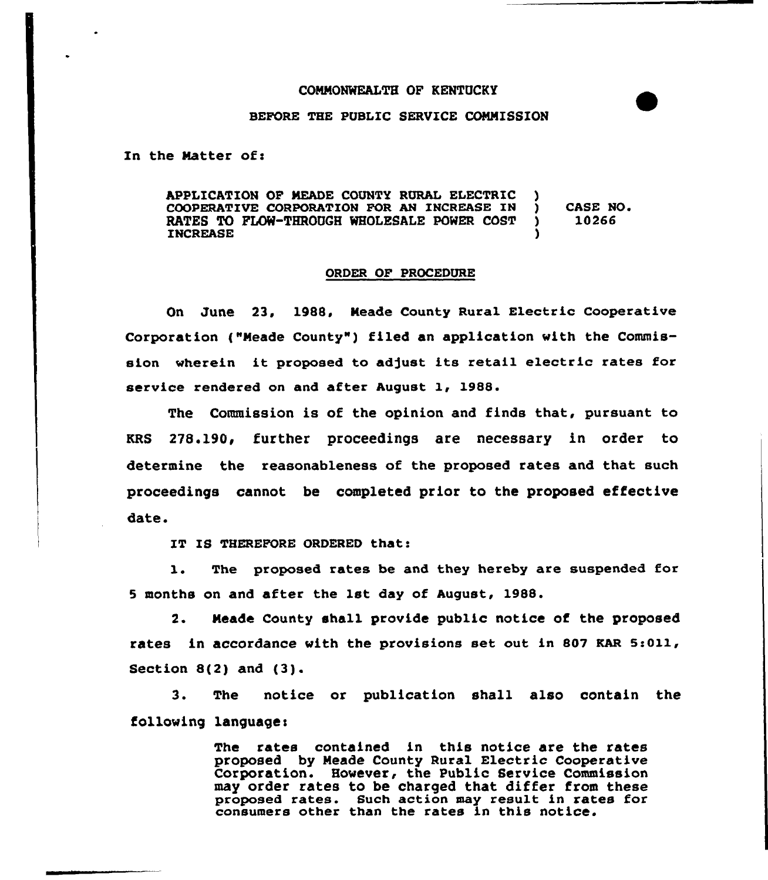COMMONWEALTH OF KENTUCKY

BEFORE THE PUBLIC SERVICE COMMISSION

In the Matter of:

| APPLICATION OF MEADE COUNTY RURAL ELECTRIC COOPERATIVE CORPORATION FOR AN INCREASE IN RATES TO FLOW-THROUGH WHOLESALE POWER COST INCREASE | ) | CASE NO. 10266 |
|---|---|---|

ORDER OF PROCEDURE

On June 23, 1988, Meade County Rural Electric Cooperative Corporation ("Meade County") filed an application with the Commission wherein it proposed to adjust its retail electric rates for service rendered on and after August 1, 1988.

The Commission is of the opinion and finds that, pursuant to KRS 278.190, further proceedings are necessary in order to determine the reasonableness of the proposed rates and that such proceedings cannot be completed prior to the proposed effective date.

IT IS THEREFORE ORDERED that:

1. The proposed rates be and they hereby are suspended for 5 months on and after the 1st day of August, 1988.

2. Meade County shall provide public notice of the proposed rates in accordance with the provisions set out in 807 KAR 5:011, Section 8(2) and (3).

3. The notice or publication shall also contain the following language:

> The rates contained in this notice are the rates proposed by Meade County Rural Electric Cooperative Corporation. However, the Public Service Commission may order rates to be charged that differ from these proposed rates. Such action may result in rates for consumers other than the rates in this notice.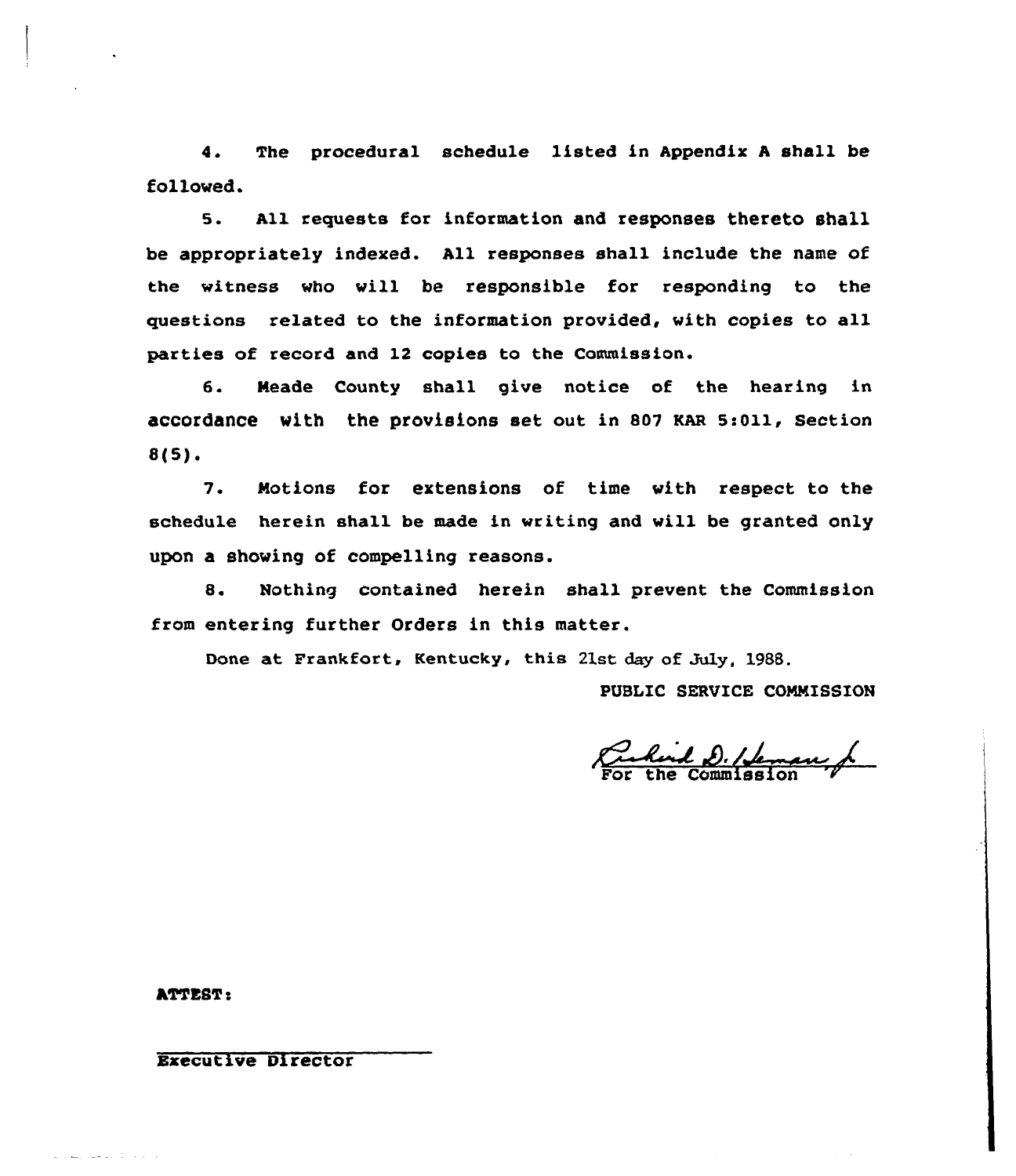4. The procedural schedule listed in Appendix A shall be followed.

5. All requests for information and responses thereto shall be appropriately indexed. All responses shall include the name of the witness who will be responsible for responding to the questions related to the information provided, with copies to all parties of record and 12 copies to the Commission.

6. Meade County shall give notice of the hearing in accordance with the provisions set out in 807 KAR 5:011, Section 8(5).

7. Motions for extensions of time with respect to the schedule herein shall be made in writing and will be granted only upon a showing of compelling reasons.

8. Nothing contained herein shall prevent the Commission from entering further Orders in this matter.

Done at Frankfort, Kentucky, this 21st day of July, 1988.

PUBLIC SERVICE COMMISSION

Richard D. Heman, Jr.
For the Commission

ATTEST:

Executive Director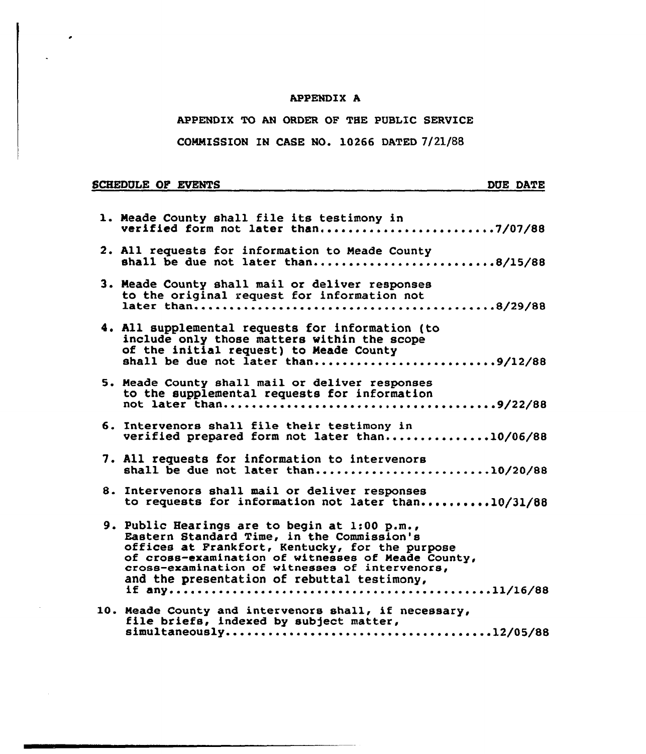# APPENDIX A

## APPENDIX TO AN ORDER OF THE PUBLIC SERVICE COMMISSION IN CASE NO. 10266 DATED 7/21/88

| SCHEDULE OF EVENTS | DUE DATE |
|---|---|
| 1. Meade County shall file its testimony in verified form not later than | 7/07/88 |
| 2. All requests for information to Meade County shall be due not later than | 8/15/88 |
| 3. Meade County shall mail or deliver responses to the original request for information not later than | 8/29/88 |
| 4. All supplemental requests for information (to include only those matters within the scope of the initial request) to Meade County shall be due not later than | 9/12/88 |
| 5. Meade County shall mail or deliver responses to the supplemental requests for information not later than | 9/22/88 |
| 6. Intervenors shall file their testimony in verified prepared form not later than | 10/06/88 |
| 7. All requests for information to intervenors shall be due not later than | 10/20/88 |
| 8. Intervenors shall mail or deliver responses to requests for information not later than | 10/31/88 |
| 9. Public Hearings are to begin at 1:00 p.m., Eastern Standard Time, in the Commission's offices at Frankfort, Kentucky, for the purpose of cross-examination of witnesses of Meade County, cross-examination of witnesses of intervenors, and the presentation of rebuttal testimony, if any | 11/16/88 |
| 10. Meade County and intervenors shall, if necessary, file briefs, indexed by subject matter, simultaneously | 12/05/88 |